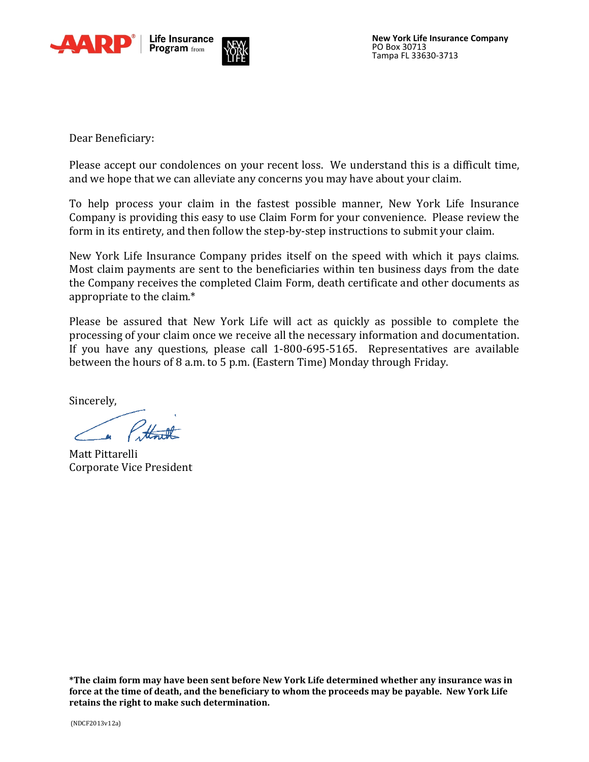AARP® Life Insurance Program from NEW YORK LIFE

**New York Life Insurance Company**
PO Box 30713
Tampa FL 33630-3713

Dear Beneficiary:

Please accept our condolences on your recent loss. We understand this is a difficult time, and we hope that we can alleviate any concerns you may have about your claim.

To help process your claim in the fastest possible manner, New York Life Insurance Company is providing this easy to use Claim Form for your convenience. Please review the form in its entirety, and then follow the step-by-step instructions to submit your claim.

New York Life Insurance Company prides itself on the speed with which it pays claims. Most claim payments are sent to the beneficiaries within ten business days from the date the Company receives the completed Claim Form, death certificate and other documents as appropriate to the claim.*

Please be assured that New York Life will act as quickly as possible to complete the processing of your claim once we receive all the necessary information and documentation. If you have any questions, please call 1-800-695-5165. Representatives are available between the hours of 8 a.m. to 5 p.m. (Eastern Time) Monday through Friday.

Sincerely,

Matt Pittarelli
Corporate Vice President

**\*The claim form may have been sent before New York Life determined whether any insurance was in force at the time of death, and the beneficiary to whom the proceeds may be payable. New York Life retains the right to make such determination.**

(NDCF2013v12a)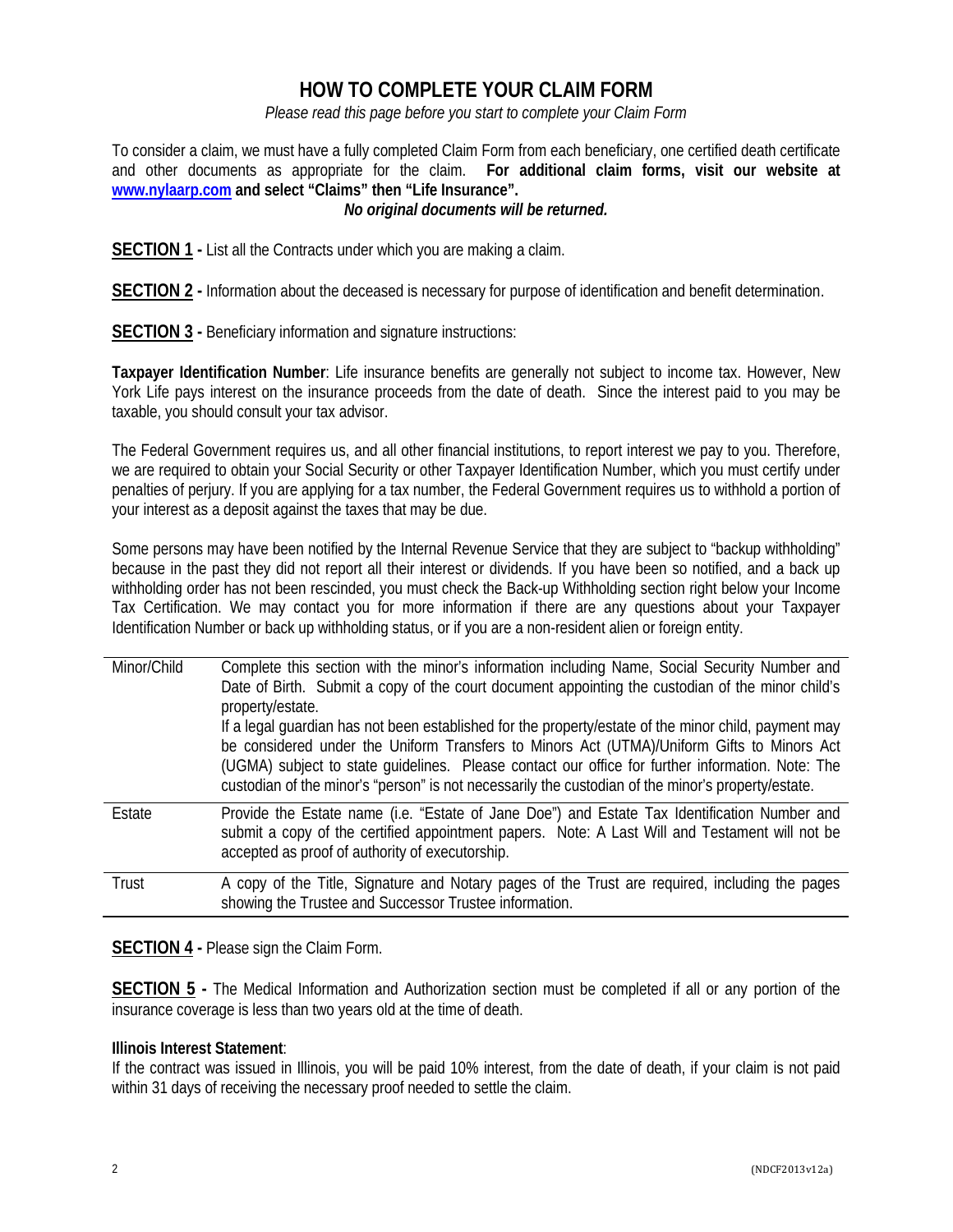# HOW TO COMPLETE YOUR CLAIM FORM

*Please read this page before you start to complete your Claim Form*

To consider a claim, we must have a fully completed Claim Form from each beneficiary, one certified death certificate and other documents as appropriate for the claim. **For additional claim forms, visit our website at [www.nylaarp.com](http://www.nylaarp.com) and select "Claims" then "Life Insurance".**

***No original documents will be returned.***

**SECTION 1 -** List all the Contracts under which you are making a claim.

**SECTION 2 -** Information about the deceased is necessary for purpose of identification and benefit determination.

**SECTION 3 -** Beneficiary information and signature instructions:

**Taxpayer Identification Number**: Life insurance benefits are generally not subject to income tax. However, New York Life pays interest on the insurance proceeds from the date of death. Since the interest paid to you may be taxable, you should consult your tax advisor.

The Federal Government requires us, and all other financial institutions, to report interest we pay to you. Therefore, we are required to obtain your Social Security or other Taxpayer Identification Number, which you must certify under penalties of perjury. If you are applying for a tax number, the Federal Government requires us to withhold a portion of your interest as a deposit against the taxes that may be due.

Some persons may have been notified by the Internal Revenue Service that they are subject to "backup withholding" because in the past they did not report all their interest or dividends. If you have been so notified, and a back up withholding order has not been rescinded, you must check the Back-up Withholding section right below your Income Tax Certification. We may contact you for more information if there are any questions about your Taxpayer Identification Number or back up withholding status, or if you are a non-resident alien or foreign entity.

| | |
|---|---|
| Minor/Child | Complete this section with the minor's information including Name, Social Security Number and Date of Birth. Submit a copy of the court document appointing the custodian of the minor child's property/estate.<br>If a legal guardian has not been established for the property/estate of the minor child, payment may be considered under the Uniform Transfers to Minors Act (UTMA)/Uniform Gifts to Minors Act (UGMA) subject to state guidelines. Please contact our office for further information. Note: The custodian of the minor's "person" is not necessarily the custodian of the minor's property/estate. |
| Estate | Provide the Estate name (i.e. "Estate of Jane Doe") and Estate Tax Identification Number and submit a copy of the certified appointment papers. Note: A Last Will and Testament will not be accepted as proof of authority of executorship. |
| Trust | A copy of the Title, Signature and Notary pages of the Trust are required, including the pages showing the Trustee and Successor Trustee information. |

**SECTION 4 -** Please sign the Claim Form.

**SECTION 5 -** The Medical Information and Authorization section must be completed if all or any portion of the insurance coverage is less than two years old at the time of death.

**Illinois Interest Statement**:
If the contract was issued in Illinois, you will be paid 10% interest, from the date of death, if your claim is not paid within 31 days of receiving the necessary proof needed to settle the claim.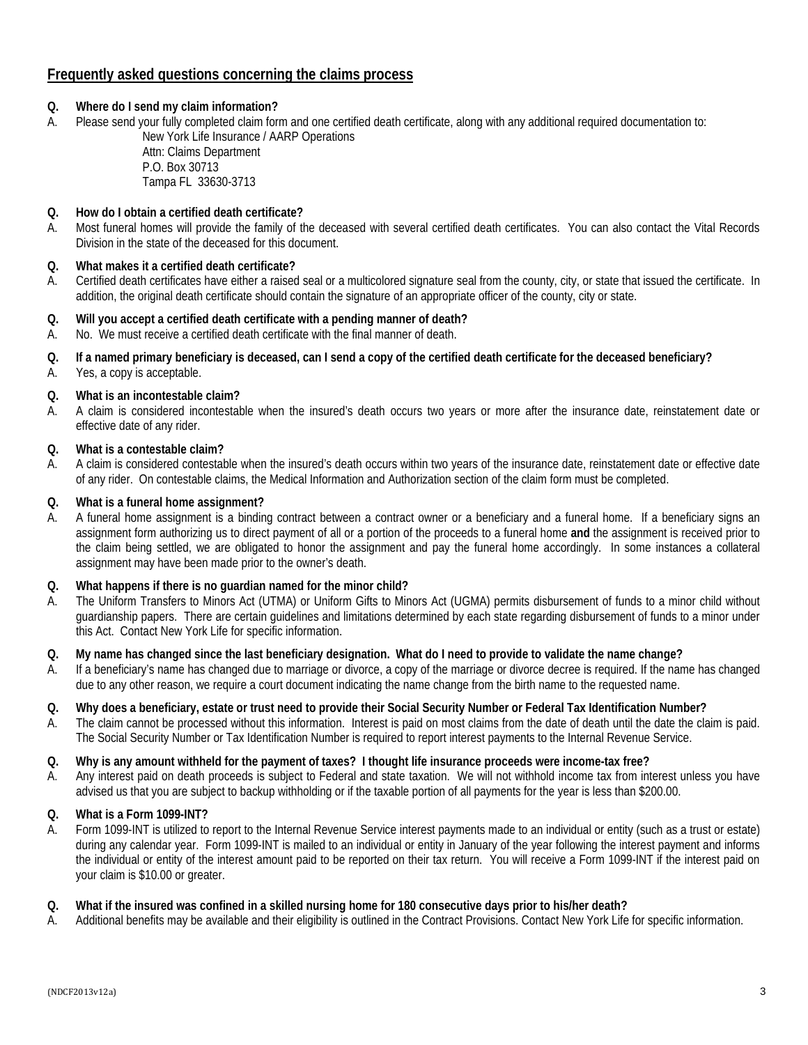## Frequently asked questions concerning the claims process

**Q. Where do I send my claim information?**

A. Please send your fully completed claim form and one certified death certificate, along with any additional required documentation to:

New York Life Insurance / AARP Operations
Attn: Claims Department
P.O. Box 30713
Tampa FL 33630-3713

**Q. How do I obtain a certified death certificate?**

A. Most funeral homes will provide the family of the deceased with several certified death certificates. You can also contact the Vital Records Division in the state of the deceased for this document.

**Q. What makes it a certified death certificate?**

A. Certified death certificates have either a raised seal or a multicolored signature seal from the county, city, or state that issued the certificate. In addition, the original death certificate should contain the signature of an appropriate officer of the county, city or state.

**Q. Will you accept a certified death certificate with a pending manner of death?**

A. No. We must receive a certified death certificate with the final manner of death.

**Q. If a named primary beneficiary is deceased, can I send a copy of the certified death certificate for the deceased beneficiary?**

A. Yes, a copy is acceptable.

**Q. What is an incontestable claim?**

A. A claim is considered incontestable when the insured's death occurs two years or more after the insurance date, reinstatement date or effective date of any rider.

**Q. What is a contestable claim?**

A. A claim is considered contestable when the insured's death occurs within two years of the insurance date, reinstatement date or effective date of any rider. On contestable claims, the Medical Information and Authorization section of the claim form must be completed.

**Q. What is a funeral home assignment?**

A. A funeral home assignment is a binding contract between a contract owner or a beneficiary and a funeral home. If a beneficiary signs an assignment form authorizing us to direct payment of all or a portion of the proceeds to a funeral home **and** the assignment is received prior to the claim being settled, we are obligated to honor the assignment and pay the funeral home accordingly. In some instances a collateral assignment may have been made prior to the owner's death.

**Q. What happens if there is no guardian named for the minor child?**

A. The Uniform Transfers to Minors Act (UTMA) or Uniform Gifts to Minors Act (UGMA) permits disbursement of funds to a minor child without guardianship papers. There are certain guidelines and limitations determined by each state regarding disbursement of funds to a minor under this Act. Contact New York Life for specific information.

**Q. My name has changed since the last beneficiary designation. What do I need to provide to validate the name change?**

A. If a beneficiary's name has changed due to marriage or divorce, a copy of the marriage or divorce decree is required. If the name has changed due to any other reason, we require a court document indicating the name change from the birth name to the requested name.

**Q. Why does a beneficiary, estate or trust need to provide their Social Security Number or Federal Tax Identification Number?**

A. The claim cannot be processed without this information. Interest is paid on most claims from the date of death until the date the claim is paid. The Social Security Number or Tax Identification Number is required to report interest payments to the Internal Revenue Service.

**Q. Why is any amount withheld for the payment of taxes? I thought life insurance proceeds were income-tax free?**

A. Any interest paid on death proceeds is subject to Federal and state taxation. We will not withhold income tax from interest unless you have advised us that you are subject to backup withholding or if the taxable portion of all payments for the year is less than $200.00.

**Q. What is a Form 1099-INT?**

A. Form 1099-INT is utilized to report to the Internal Revenue Service interest payments made to an individual or entity (such as a trust or estate) during any calendar year. Form 1099-INT is mailed to an individual or entity in January of the year following the interest payment and informs the individual or entity of the interest amount paid to be reported on their tax return. You will receive a Form 1099-INT if the interest paid on your claim is $10.00 or greater.

**Q. What if the insured was confined in a skilled nursing home for 180 consecutive days prior to his/her death?**

A. Additional benefits may be available and their eligibility is outlined in the Contract Provisions. Contact New York Life for specific information.

(NDCF2013v12a)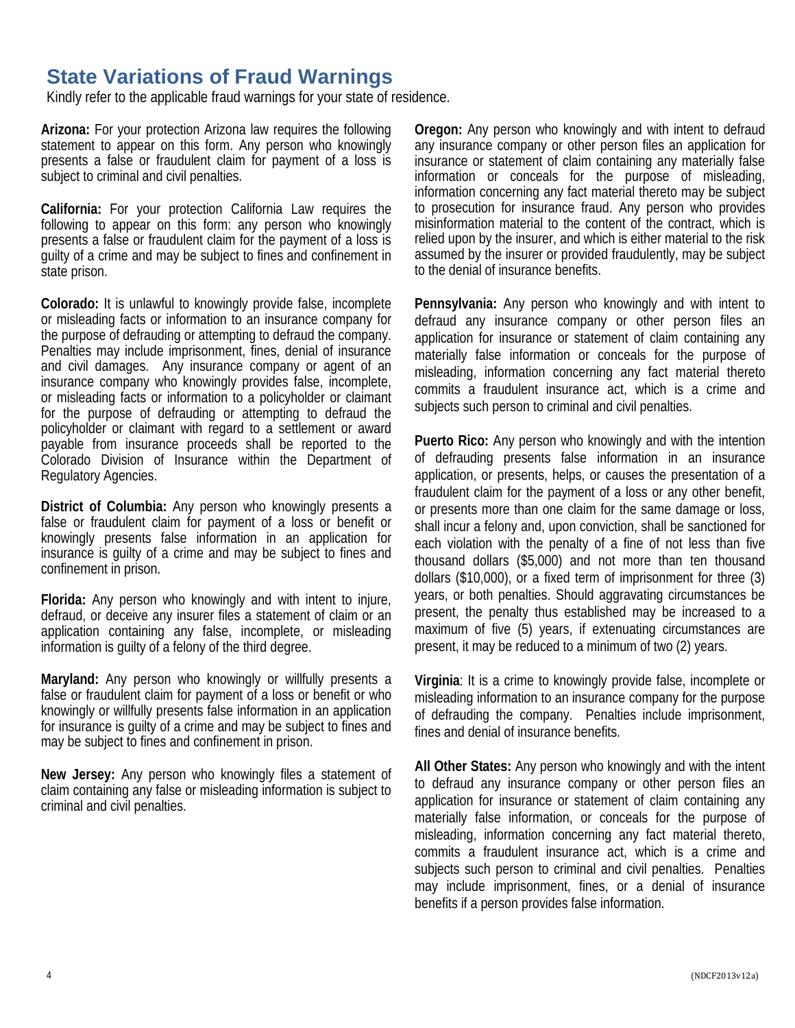## State Variations of Fraud Warnings

Kindly refer to the applicable fraud warnings for your state of residence.

**Arizona:** For your protection Arizona law requires the following statement to appear on this form. Any person who knowingly presents a false or fraudulent claim for payment of a loss is subject to criminal and civil penalties.

**California:** For your protection California Law requires the following to appear on this form: any person who knowingly presents a false or fraudulent claim for the payment of a loss is guilty of a crime and may be subject to fines and confinement in state prison.

**Colorado:** It is unlawful to knowingly provide false, incomplete or misleading facts or information to an insurance company for the purpose of defrauding or attempting to defraud the company. Penalties may include imprisonment, fines, denial of insurance and civil damages. Any insurance company or agent of an insurance company who knowingly provides false, incomplete, or misleading facts or information to a policyholder or claimant for the purpose of defrauding or attempting to defraud the policyholder or claimant with regard to a settlement or award payable from insurance proceeds shall be reported to the Colorado Division of Insurance within the Department of Regulatory Agencies.

**District of Columbia:** Any person who knowingly presents a false or fraudulent claim for payment of a loss or benefit or knowingly presents false information in an application for insurance is guilty of a crime and may be subject to fines and confinement in prison.

**Florida:** Any person who knowingly and with intent to injure, defraud, or deceive any insurer files a statement of claim or an application containing any false, incomplete, or misleading information is guilty of a felony of the third degree.

**Maryland:** Any person who knowingly or willfully presents a false or fraudulent claim for payment of a loss or benefit or who knowingly or willfully presents false information in an application for insurance is guilty of a crime and may be subject to fines and may be subject to fines and confinement in prison.

**New Jersey:** Any person who knowingly files a statement of claim containing any false or misleading information is subject to criminal and civil penalties.

**Oregon:** Any person who knowingly and with intent to defraud any insurance company or other person files an application for insurance or statement of claim containing any materially false information or conceals for the purpose of misleading, information concerning any fact material thereto may be subject to prosecution for insurance fraud. Any person who provides misinformation material to the content of the contract, which is relied upon by the insurer, and which is either material to the risk assumed by the insurer or provided fraudulently, may be subject to the denial of insurance benefits.

**Pennsylvania:** Any person who knowingly and with intent to defraud any insurance company or other person files an application for insurance or statement of claim containing any materially false information or conceals for the purpose of misleading, information concerning any fact material thereto commits a fraudulent insurance act, which is a crime and subjects such person to criminal and civil penalties.

**Puerto Rico:** Any person who knowingly and with the intention of defrauding presents false information in an insurance application, or presents, helps, or causes the presentation of a fraudulent claim for the payment of a loss or any other benefit, or presents more than one claim for the same damage or loss, shall incur a felony and, upon conviction, shall be sanctioned for each violation with the penalty of a fine of not less than five thousand dollars ($5,000) and not more than ten thousand dollars ($10,000), or a fixed term of imprisonment for three (3) years, or both penalties. Should aggravating circumstances be present, the penalty thus established may be increased to a maximum of five (5) years, if extenuating circumstances are present, it may be reduced to a minimum of two (2) years.

**Virginia**: It is a crime to knowingly provide false, incomplete or misleading information to an insurance company for the purpose of defrauding the company. Penalties include imprisonment, fines and denial of insurance benefits.

**All Other States:** Any person who knowingly and with the intent to defraud any insurance company or other person files an application for insurance or statement of claim containing any materially false information, or conceals for the purpose of misleading, information concerning any fact material thereto, commits a fraudulent insurance act, which is a crime and subjects such person to criminal and civil penalties. Penalties may include imprisonment, fines, or a denial of insurance benefits if a person provides false information.

(NDCF2013v12a)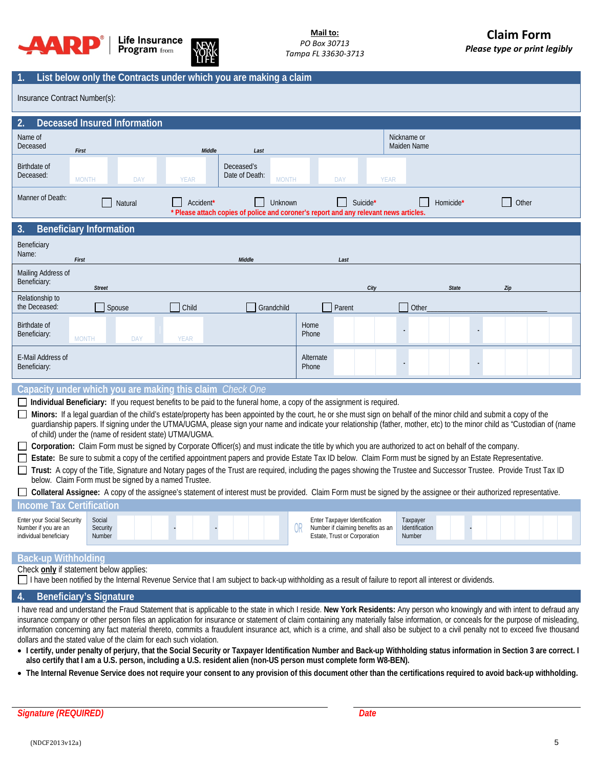AARP Life Insurance Program from New York Life

**Mail to:**
*PO Box 30713*
*Tampa FL 33630-3713*

# Claim Form

***Please type or print legibly***

## 1. List below only the Contracts under which you are making a claim

Insurance Contract Number(s):

## 2. Deceased Insured Information

| Name of Deceased | First | Middle | Last | Nickname or Maiden Name |
|---|---|---|---|---|
| | | | | |

| Birthdate of Deceased: | MONTH | DAY | YEAR | Deceased's Date of Death: | MONTH | DAY | YEAR |
|---|---|---|---|---|---|---|---|

Manner of Death: ☐ Natural ☐ Accident* ☐ Unknown ☐ Suicide* ☐ Homicide* ☐ Other

*** Please attach copies of police and coroner's report and any relevant news articles.**

## 3. Beneficiary Information

| Beneficiary Name: | First | Middle | Last | |
|---|---|---|---|---|
| Mailing Address of Beneficiary: | Street | City | State | Zip |

Relationship to the Deceased: ☐ Spouse ☐ Child ☐ Grandchild ☐ Parent ☐ Other______________________

| Birthdate of Beneficiary: | MONTH | DAY | YEAR | Home Phone | - - |
|---|---|---|---|---|---|
| E-Mail Address of Beneficiary: | | | | Alternate Phone | - - |

### Capacity under which you are making this claim *Check One*

☐ **Individual Beneficiary:** If you request benefits to be paid to the funeral home, a copy of the assignment is required.

☐ **Minors:** If a legal guardian of the child's estate/property has been appointed by the court, he or she must sign on behalf of the minor child and submit a copy of the guardianship papers. If signing under the UTMA/UGMA, please sign your name and indicate your relationship (father, mother, etc) to the minor child as "Custodian of (name of child) under the (name of resident state) UTMA/UGMA.

☐ **Corporation:** Claim Form must be signed by Corporate Officer(s) and must indicate the title by which you are authorized to act on behalf of the company.

☐ **Estate:** Be sure to submit a copy of the certified appointment papers and provide Estate Tax ID below. Claim Form must be signed by an Estate Representative.

☐ **Trust:** A copy of the Title, Signature and Notary pages of the Trust are required, including the pages showing the Trustee and Successor Trustee. Provide Trust Tax ID below. Claim Form must be signed by a named Trustee.

☐ **Collateral Assignee:** A copy of the assignee's statement of interest must be provided. Claim Form must be signed by the assignee or their authorized representative.

### Income Tax Certification

| Enter your Social Security Number if you are an individual beneficiary | Social Security Number | - - | OR | Enter Taxpayer Identification Number if claiming benefits as an Estate, Trust or Corporation | Taxpayer Identification Number | - |
|---|---|---|---|---|---|---|

### Back-up Withholding

Check **only** if statement below applies:

☐ I have been notified by the Internal Revenue Service that I am subject to back-up withholding as a result of failure to report all interest or dividends.

## 4. Beneficiary's Signature

I have read and understand the Fraud Statement that is applicable to the state in which I reside. **New York Residents:** Any person who knowingly and with intent to defraud any insurance company or other person files an application for insurance or statement of claim containing any materially false information, or conceals for the purpose of misleading, information concerning any fact material thereto, commits a fraudulent insurance act, which is a crime, and shall also be subject to a civil penalty not to exceed five thousand dollars and the stated value of the claim for each such violation.

- **I certify, under penalty of perjury, that the Social Security or Taxpayer Identification Number and Back-up Withholding status information in Section 3 are correct. I also certify that I am a U.S. person, including a U.S. resident alien (non-US person must complete form W8-BEN).**
- **The Internal Revenue Service does not require your consent to any provision of this document other than the certifications required to avoid back-up withholding.**

______________________________ ______________________________

***Signature (REQUIRED)*** ***Date***

(NDCF2013v12a)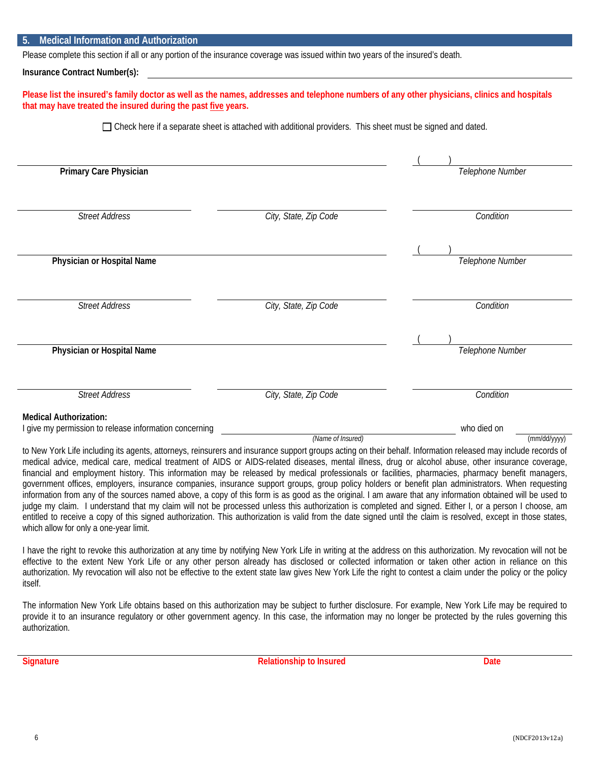## 5. Medical Information and Authorization

Please complete this section if all or any portion of the insurance coverage was issued within two years of the insured's death.

**Insurance Contract Number(s):** ____________________

**Please list the insured's family doctor as well as the names, addresses and telephone numbers of any other physicians, clinics and hospitals that may have treated the insured during the past five years.**

☐ Check here if a separate sheet is attached with additional providers. This sheet must be signed and dated.

| | | |
|---|---|---|
| **Primary Care Physician** | | ( ) *Telephone Number* |
| *Street Address* | *City, State, Zip Code* | *Condition* |
| **Physician or Hospital Name** | | ( ) *Telephone Number* |
| *Street Address* | *City, State, Zip Code* | *Condition* |
| **Physician or Hospital Name** | | ( ) *Telephone Number* |
| *Street Address* | *City, State, Zip Code* | *Condition* |

**Medical Authorization:**

I give my permission to release information concerning ____________________ *(Name of Insured)* who died on __________ (mm/dd/yyyy)

to New York Life including its agents, attorneys, reinsurers and insurance support groups acting on their behalf. Information released may include records of medical advice, medical care, medical treatment of AIDS or AIDS-related diseases, mental illness, drug or alcohol abuse, other insurance coverage, financial and employment history. This information may be released by medical professionals or facilities, pharmacies, pharmacy benefit managers, government offices, employers, insurance companies, insurance support groups, group policy holders or benefit plan administrators. When requesting information from any of the sources named above, a copy of this form is as good as the original. I am aware that any information obtained will be used to judge my claim. I understand that my claim will not be processed unless this authorization is completed and signed. Either I, or a person I choose, am entitled to receive a copy of this signed authorization. This authorization is valid from the date signed until the claim is resolved, except in those states, which allow for only a one-year limit.

I have the right to revoke this authorization at any time by notifying New York Life in writing at the address on this authorization. My revocation will not be effective to the extent New York Life or any other person already has disclosed or collected information or taken other action in reliance on this authorization. My revocation will also not be effective to the extent state law gives New York Life the right to contest a claim under the policy or the policy itself.

The information New York Life obtains based on this authorization may be subject to further disclosure. For example, New York Life may be required to provide it to an insurance regulatory or other government agency. In this case, the information may no longer be protected by the rules governing this authorization.

| **Signature** | **Relationship to Insured** | **Date** |
|---|---|---|
| | | |

(NDCF2013v12a)